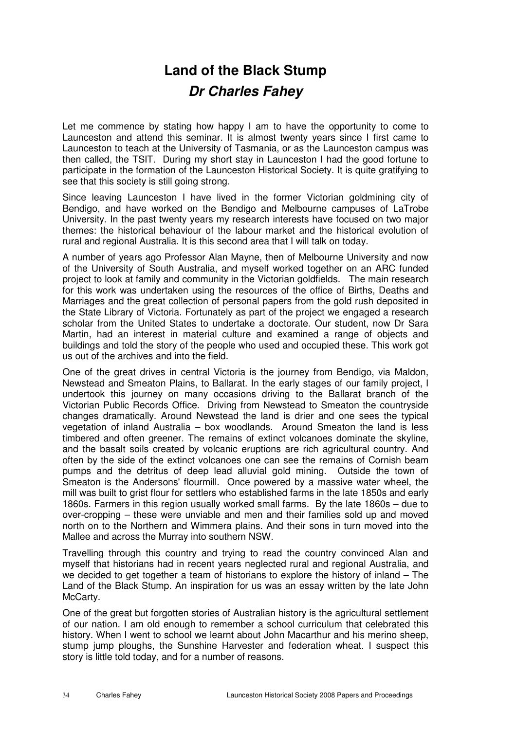# Land of the Black Stump

## *Dr Charles Fahey*

Let me commence by stating how happy I am to have the opportunity to come to Launceston and attend this seminar. It is almost twenty years since I first came to Launceston to teach at the University of Tasmania, or as the Launceston campus was then called, the TSIT. During my short stay in Launceston I had the good fortune to participate in the formation of the Launceston Historical Society. It is quite gratifying to see that this society is still going strong.

Since leaving Launceston I have lived in the former Victorian goldmining city of Bendigo, and have worked on the Bendigo and Melbourne campuses of LaTrobe University. In the past twenty years my research interests have focused on two major themes: the historical behaviour of the labour market and the historical evolution of rural and regional Australia. It is this second area that I will talk on today.

A number of years ago Professor Alan Mayne, then of Melbourne University and now of the University of South Australia, and myself worked together on an ARC funded project to look at family and community in the Victorian goldfields. The main research for this work was undertaken using the resources of the office of Births, Deaths and Marriages and the great collection of personal papers from the gold rush deposited in the State Library of Victoria. Fortunately as part of the project we engaged a research scholar from the United States to undertake a doctorate. Our student, now Dr Sara Martin, had an interest in material culture and examined a range of objects and buildings and told the story of the people who used and occupied these. This work got us out of the archives and into the field.

One of the great drives in central Victoria is the journey from Bendigo, via Maldon, Newstead and Smeaton Plains, to Ballarat. In the early stages of our family project, I undertook this journey on many occasions driving to the Ballarat branch of the Victorian Public Records Office. Driving from Newstead to Smeaton the countryside changes dramatically. Around Newstead the land is drier and one sees the typical vegetation of inland Australia – box woodlands. Around Smeaton the land is less timbered and often greener. The remains of extinct volcanoes dominate the skyline, and the basalt soils created by volcanic eruptions are rich agricultural country. And often by the side of the extinct volcanoes one can see the remains of Cornish beam pumps and the detritus of deep lead alluvial gold mining. Outside the town of Smeaton is the Andersons' flourmill. Once powered by a massive water wheel, the mill was built to grist flour for settlers who established farms in the late 1850s and early 1860s. Farmers in this region usually worked small farms. By the late 1860s – due to over-cropping – these were unviable and men and their families sold up and moved north on to the Northern and Wimmera plains. And their sons in turn moved into the Mallee and across the Murray into southern NSW.

Travelling through this country and trying to read the country convinced Alan and myself that historians had in recent years neglected rural and regional Australia, and we decided to get together a team of historians to explore the history of inland – The Land of the Black Stump. An inspiration for us was an essay written by the late John McCarty.

One of the great but forgotten stories of Australian history is the agricultural settlement of our nation. I am old enough to remember a school curriculum that celebrated this history. When I went to school we learnt about John Macarthur and his merino sheep, stump jump ploughs, the Sunshine Harvester and federation wheat. I suspect this story is little told today, and for a number of reasons.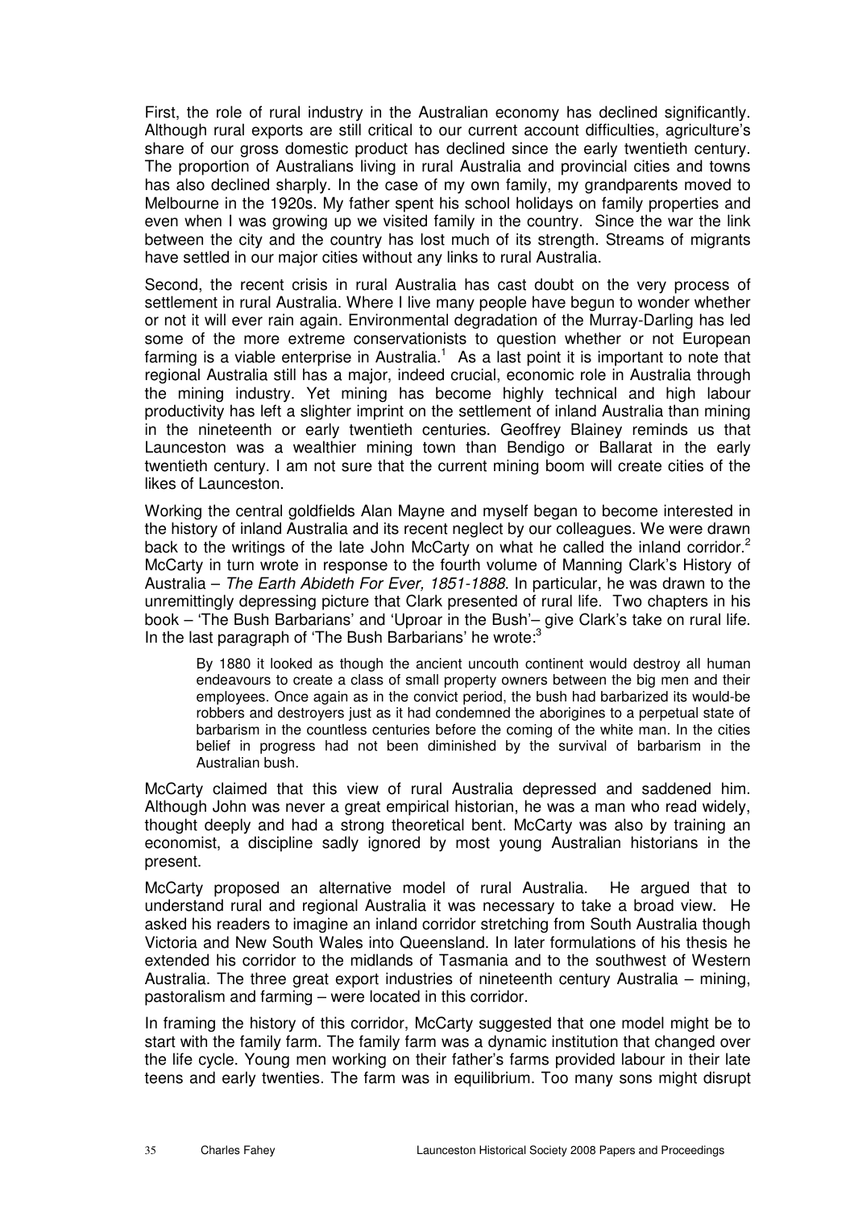First, the role of rural industry in the Australian economy has declined significantly. Although rural exports are still critical to our current account difficulties, agriculture's share of our gross domestic product has declined since the early twentieth century. The proportion of Australians living in rural Australia and provincial cities and towns has also declined sharply. In the case of my own family, my grandparents moved to Melbourne in the 1920s. My father spent his school holidays on family properties and even when I was growing up we visited family in the country. Since the war the link between the city and the country has lost much of its strength. Streams of migrants have settled in our major cities without any links to rural Australia.

Second, the recent crisis in rural Australia has cast doubt on the very process of settlement in rural Australia. Where I live many people have begun to wonder whether or not it will ever rain again. Environmental degradation of the Murray-Darling has led some of the more extreme conservationists to question whether or not European farming is a viable enterprise in Australia.[1] As a last point it is important to note that regional Australia still has a major, indeed crucial, economic role in Australia through the mining industry. Yet mining has become highly technical and high labour productivity has left a slighter imprint on the settlement of inland Australia than mining in the nineteenth or early twentieth centuries. Geoffrey Blainey reminds us that Launceston was a wealthier mining town than Bendigo or Ballarat in the early twentieth century. I am not sure that the current mining boom will create cities of the likes of Launceston.

Working the central goldfields Alan Mayne and myself began to become interested in the history of inland Australia and its recent neglect by our colleagues. We were drawn back to the writings of the late John McCarty on what he called the inland corridor.[2] McCarty in turn wrote in response to the fourth volume of Manning Clark's History of Australia – *The Earth Abideth For Ever, 1851-1888*. In particular, he was drawn to the unremittingly depressing picture that Clark presented of rural life. Two chapters in his book – 'The Bush Barbarians' and 'Uproar in the Bush'– give Clark's take on rural life. In the last paragraph of 'The Bush Barbarians' he wrote:[3]

> By 1880 it looked as though the ancient uncouth continent would destroy all human endeavours to create a class of small property owners between the big men and their employees. Once again as in the convict period, the bush had barbarized its would-be robbers and destroyers just as it had condemned the aborigines to a perpetual state of barbarism in the countless centuries before the coming of the white man. In the cities belief in progress had not been diminished by the survival of barbarism in the Australian bush.

McCarty claimed that this view of rural Australia depressed and saddened him. Although John was never a great empirical historian, he was a man who read widely, thought deeply and had a strong theoretical bent. McCarty was also by training an economist, a discipline sadly ignored by most young Australian historians in the present.

McCarty proposed an alternative model of rural Australia. He argued that to understand rural and regional Australia it was necessary to take a broad view. He asked his readers to imagine an inland corridor stretching from South Australia though Victoria and New South Wales into Queensland. In later formulations of his thesis he extended his corridor to the midlands of Tasmania and to the southwest of Western Australia. The three great export industries of nineteenth century Australia – mining, pastoralism and farming – were located in this corridor.

In framing the history of this corridor, McCarty suggested that one model might be to start with the family farm. The family farm was a dynamic institution that changed over the life cycle. Young men working on their father's farms provided labour in their late teens and early twenties. The farm was in equilibrium. Too many sons might disrupt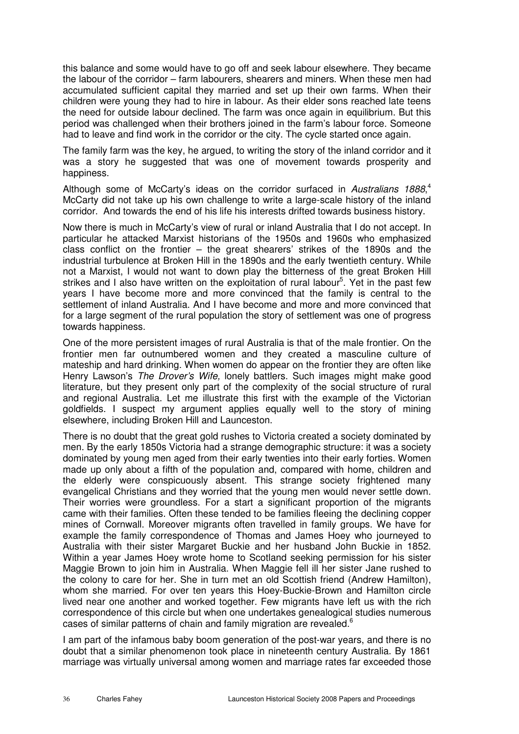this balance and some would have to go off and seek labour elsewhere. They became the labour of the corridor – farm labourers, shearers and miners. When these men had accumulated sufficient capital they married and set up their own farms. When their children were young they had to hire in labour. As their elder sons reached late teens the need for outside labour declined. The farm was once again in equilibrium. But this period was challenged when their brothers joined in the farm's labour force. Someone had to leave and find work in the corridor or the city. The cycle started once again.

The family farm was the key, he argued, to writing the story of the inland corridor and it was a story he suggested that was one of movement towards prosperity and happiness.

Although some of McCarty's ideas on the corridor surfaced in *Australians 1888*,[4] McCarty did not take up his own challenge to write a large-scale history of the inland corridor. And towards the end of his life his interests drifted towards business history.

Now there is much in McCarty's view of rural or inland Australia that I do not accept. In particular he attacked Marxist historians of the 1950s and 1960s who emphasized class conflict on the frontier – the great shearers' strikes of the 1890s and the industrial turbulence at Broken Hill in the 1890s and the early twentieth century. While not a Marxist, I would not want to down play the bitterness of the great Broken Hill strikes and I also have written on the exploitation of rural labour[5]. Yet in the past few years I have become more and more convinced that the family is central to the settlement of inland Australia. And I have become and more and more convinced that for a large segment of the rural population the story of settlement was one of progress towards happiness.

One of the more persistent images of rural Australia is that of the male frontier. On the frontier men far outnumbered women and they created a masculine culture of mateship and hard drinking. When women do appear on the frontier they are often like Henry Lawson's *The Drover's Wife,* lonely battlers. Such images might make good literature, but they present only part of the complexity of the social structure of rural and regional Australia. Let me illustrate this first with the example of the Victorian goldfields. I suspect my argument applies equally well to the story of mining elsewhere, including Broken Hill and Launceston.

There is no doubt that the great gold rushes to Victoria created a society dominated by men. By the early 1850s Victoria had a strange demographic structure: it was a society dominated by young men aged from their early twenties into their early forties. Women made up only about a fifth of the population and, compared with home, children and the elderly were conspicuously absent. This strange society frightened many evangelical Christians and they worried that the young men would never settle down. Their worries were groundless. For a start a significant proportion of the migrants came with their families. Often these tended to be families fleeing the declining copper mines of Cornwall. Moreover migrants often travelled in family groups. We have for example the family correspondence of Thomas and James Hoey who journeyed to Australia with their sister Margaret Buckie and her husband John Buckie in 1852. Within a year James Hoey wrote home to Scotland seeking permission for his sister Maggie Brown to join him in Australia. When Maggie fell ill her sister Jane rushed to the colony to care for her. She in turn met an old Scottish friend (Andrew Hamilton), whom she married. For over ten years this Hoey-Buckie-Brown and Hamilton circle lived near one another and worked together. Few migrants have left us with the rich correspondence of this circle but when one undertakes genealogical studies numerous cases of similar patterns of chain and family migration are revealed.[6]

I am part of the infamous baby boom generation of the post-war years, and there is no doubt that a similar phenomenon took place in nineteenth century Australia. By 1861 marriage was virtually universal among women and marriage rates far exceeded those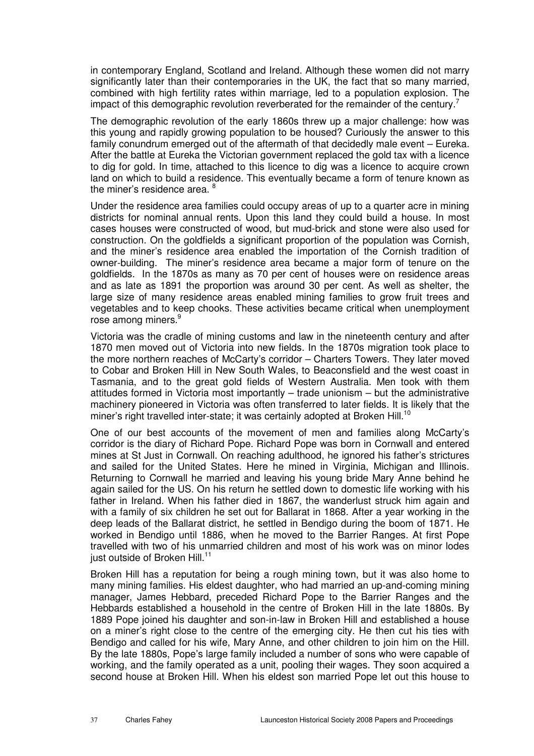in contemporary England, Scotland and Ireland. Although these women did not marry significantly later than their contemporaries in the UK, the fact that so many married, combined with high fertility rates within marriage, led to a population explosion. The impact of this demographic revolution reverberated for the remainder of the century.[7]

The demographic revolution of the early 1860s threw up a major challenge: how was this young and rapidly growing population to be housed? Curiously the answer to this family conundrum emerged out of the aftermath of that decidedly male event – Eureka. After the battle at Eureka the Victorian government replaced the gold tax with a licence to dig for gold. In time, attached to this licence to dig was a licence to acquire crown land on which to build a residence. This eventually became a form of tenure known as the miner's residence area. [8]

Under the residence area families could occupy areas of up to a quarter acre in mining districts for nominal annual rents. Upon this land they could build a house. In most cases houses were constructed of wood, but mud-brick and stone were also used for construction. On the goldfields a significant proportion of the population was Cornish, and the miner's residence area enabled the importation of the Cornish tradition of owner-building. The miner's residence area became a major form of tenure on the goldfields. In the 1870s as many as 70 per cent of houses were on residence areas and as late as 1891 the proportion was around 30 per cent. As well as shelter, the large size of many residence areas enabled mining families to grow fruit trees and vegetables and to keep chooks. These activities became critical when unemployment rose among miners.[9]

Victoria was the cradle of mining customs and law in the nineteenth century and after 1870 men moved out of Victoria into new fields. In the 1870s migration took place to the more northern reaches of McCarty's corridor – Charters Towers. They later moved to Cobar and Broken Hill in New South Wales, to Beaconsfield and the west coast in Tasmania, and to the great gold fields of Western Australia. Men took with them attitudes formed in Victoria most importantly – trade unionism – but the administrative machinery pioneered in Victoria was often transferred to later fields. It is likely that the miner's right travelled inter-state; it was certainly adopted at Broken Hill.[10]

One of our best accounts of the movement of men and families along McCarty's corridor is the diary of Richard Pope. Richard Pope was born in Cornwall and entered mines at St Just in Cornwall. On reaching adulthood, he ignored his father's strictures and sailed for the United States. Here he mined in Virginia, Michigan and Illinois. Returning to Cornwall he married and leaving his young bride Mary Anne behind he again sailed for the US. On his return he settled down to domestic life working with his father in Ireland. When his father died in 1867, the wanderlust struck him again and with a family of six children he set out for Ballarat in 1868. After a year working in the deep leads of the Ballarat district, he settled in Bendigo during the boom of 1871. He worked in Bendigo until 1886, when he moved to the Barrier Ranges. At first Pope travelled with two of his unmarried children and most of his work was on minor lodes just outside of Broken Hill.[11]

Broken Hill has a reputation for being a rough mining town, but it was also home to many mining families. His eldest daughter, who had married an up-and-coming mining manager, James Hebbard, preceded Richard Pope to the Barrier Ranges and the Hebbards established a household in the centre of Broken Hill in the late 1880s. By 1889 Pope joined his daughter and son-in-law in Broken Hill and established a house on a miner's right close to the centre of the emerging city. He then cut his ties with Bendigo and called for his wife, Mary Anne, and other children to join him on the Hill. By the late 1880s, Pope's large family included a number of sons who were capable of working, and the family operated as a unit, pooling their wages. They soon acquired a second house at Broken Hill. When his eldest son married Pope let out this house to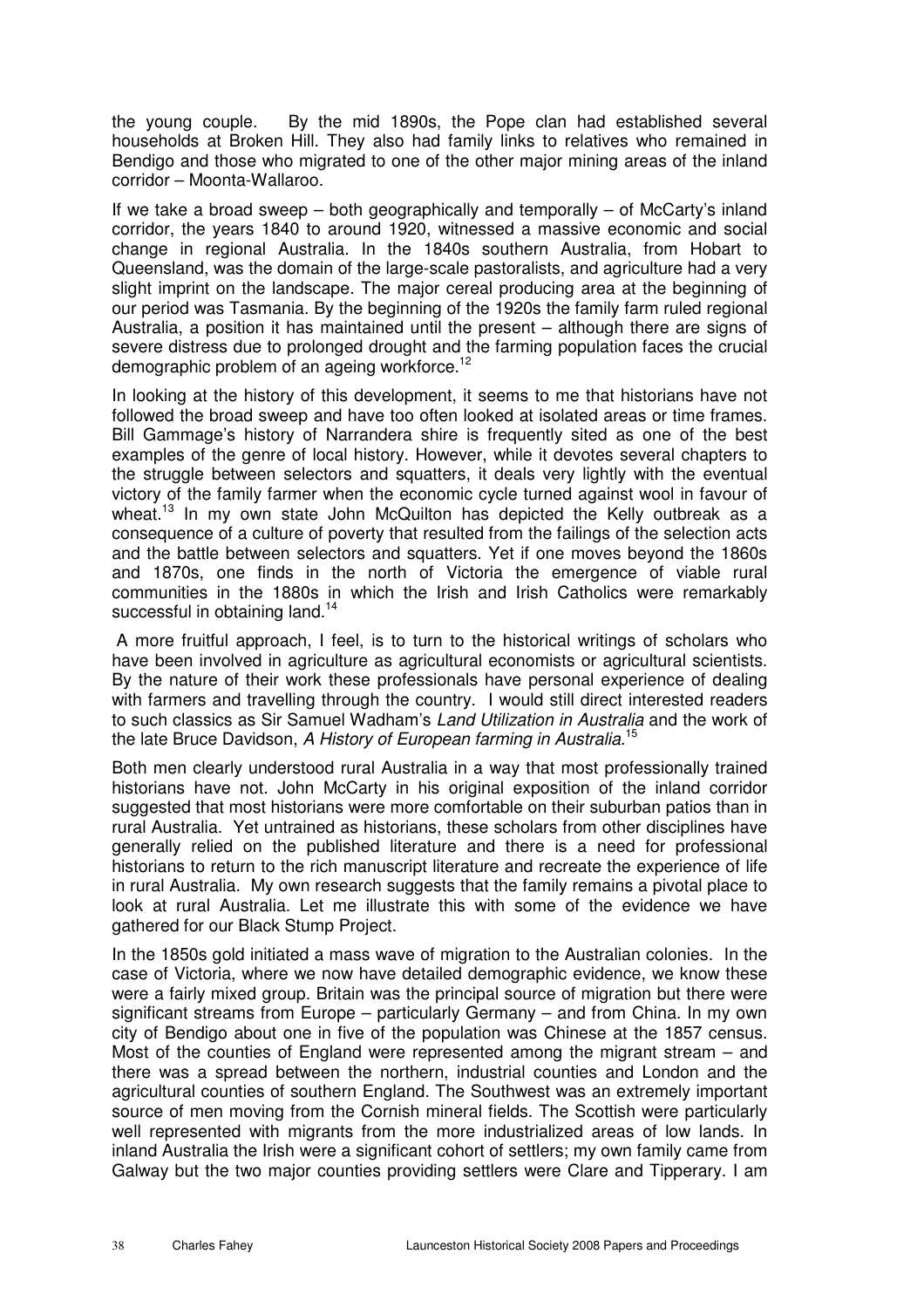the young couple. By the mid 1890s, the Pope clan had established several households at Broken Hill. They also had family links to relatives who remained in Bendigo and those who migrated to one of the other major mining areas of the inland corridor – Moonta-Wallaroo.

If we take a broad sweep – both geographically and temporally – of McCarty's inland corridor, the years 1840 to around 1920, witnessed a massive economic and social change in regional Australia. In the 1840s southern Australia, from Hobart to Queensland, was the domain of the large-scale pastoralists, and agriculture had a very slight imprint on the landscape. The major cereal producing area at the beginning of our period was Tasmania. By the beginning of the 1920s the family farm ruled regional Australia, a position it has maintained until the present – although there are signs of severe distress due to prolonged drought and the farming population faces the crucial demographic problem of an ageing workforce.[12]

In looking at the history of this development, it seems to me that historians have not followed the broad sweep and have too often looked at isolated areas or time frames. Bill Gammage's history of Narrandera shire is frequently sited as one of the best examples of the genre of local history. However, while it devotes several chapters to the struggle between selectors and squatters, it deals very lightly with the eventual victory of the family farmer when the economic cycle turned against wool in favour of wheat.[13] In my own state John McQuilton has depicted the Kelly outbreak as a consequence of a culture of poverty that resulted from the failings of the selection acts and the battle between selectors and squatters. Yet if one moves beyond the 1860s and 1870s, one finds in the north of Victoria the emergence of viable rural communities in the 1880s in which the Irish and Irish Catholics were remarkably successful in obtaining land.[14]

A more fruitful approach, I feel, is to turn to the historical writings of scholars who have been involved in agriculture as agricultural economists or agricultural scientists. By the nature of their work these professionals have personal experience of dealing with farmers and travelling through the country. I would still direct interested readers to such classics as Sir Samuel Wadham's *Land Utilization in Australia* and the work of the late Bruce Davidson, *A History of European farming in Australia*.[15]

Both men clearly understood rural Australia in a way that most professionally trained historians have not. John McCarty in his original exposition of the inland corridor suggested that most historians were more comfortable on their suburban patios than in rural Australia. Yet untrained as historians, these scholars from other disciplines have generally relied on the published literature and there is a need for professional historians to return to the rich manuscript literature and recreate the experience of life in rural Australia. My own research suggests that the family remains a pivotal place to look at rural Australia. Let me illustrate this with some of the evidence we have gathered for our Black Stump Project.

In the 1850s gold initiated a mass wave of migration to the Australian colonies. In the case of Victoria, where we now have detailed demographic evidence, we know these were a fairly mixed group. Britain was the principal source of migration but there were significant streams from Europe – particularly Germany – and from China. In my own city of Bendigo about one in five of the population was Chinese at the 1857 census. Most of the counties of England were represented among the migrant stream – and there was a spread between the northern, industrial counties and London and the agricultural counties of southern England. The Southwest was an extremely important source of men moving from the Cornish mineral fields. The Scottish were particularly well represented with migrants from the more industrialized areas of low lands. In inland Australia the Irish were a significant cohort of settlers; my own family came from Galway but the two major counties providing settlers were Clare and Tipperary. I am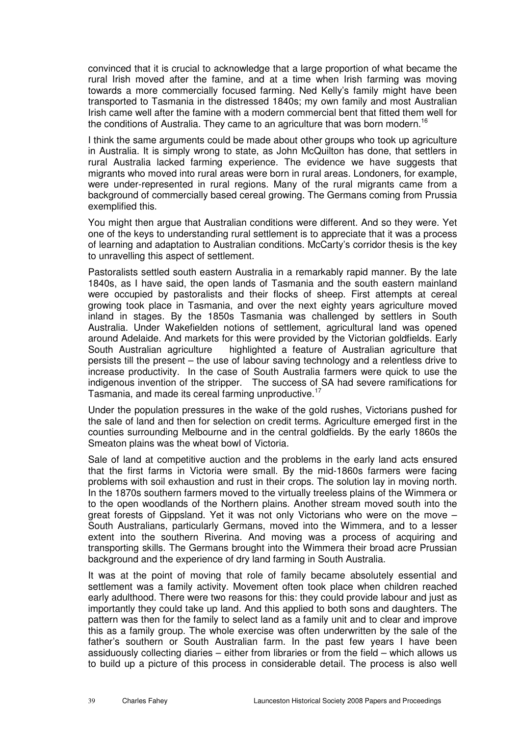convinced that it is crucial to acknowledge that a large proportion of what became the rural Irish moved after the famine, and at a time when Irish farming was moving towards a more commercially focused farming. Ned Kelly's family might have been transported to Tasmania in the distressed 1840s; my own family and most Australian Irish came well after the famine with a modern commercial bent that fitted them well for the conditions of Australia. They came to an agriculture that was born modern.[16]

I think the same arguments could be made about other groups who took up agriculture in Australia. It is simply wrong to state, as John McQuilton has done, that settlers in rural Australia lacked farming experience. The evidence we have suggests that migrants who moved into rural areas were born in rural areas. Londoners, for example, were under-represented in rural regions. Many of the rural migrants came from a background of commercially based cereal growing. The Germans coming from Prussia exemplified this.

You might then argue that Australian conditions were different. And so they were. Yet one of the keys to understanding rural settlement is to appreciate that it was a process of learning and adaptation to Australian conditions. McCarty's corridor thesis is the key to unravelling this aspect of settlement.

Pastoralists settled south eastern Australia in a remarkably rapid manner. By the late 1840s, as I have said, the open lands of Tasmania and the south eastern mainland were occupied by pastoralists and their flocks of sheep. First attempts at cereal growing took place in Tasmania, and over the next eighty years agriculture moved inland in stages. By the 1850s Tasmania was challenged by settlers in South Australia. Under Wakefielden notions of settlement, agricultural land was opened around Adelaide. And markets for this were provided by the Victorian goldfields. Early South Australian agriculture highlighted a feature of Australian agriculture that persists till the present – the use of labour saving technology and a relentless drive to increase productivity. In the case of South Australia farmers were quick to use the indigenous invention of the stripper. The success of SA had severe ramifications for Tasmania, and made its cereal farming unproductive.[17]

Under the population pressures in the wake of the gold rushes, Victorians pushed for the sale of land and then for selection on credit terms. Agriculture emerged first in the counties surrounding Melbourne and in the central goldfields. By the early 1860s the Smeaton plains was the wheat bowl of Victoria.

Sale of land at competitive auction and the problems in the early land acts ensured that the first farms in Victoria were small. By the mid-1860s farmers were facing problems with soil exhaustion and rust in their crops. The solution lay in moving north. In the 1870s southern farmers moved to the virtually treeless plains of the Wimmera or to the open woodlands of the Northern plains. Another stream moved south into the great forests of Gippsland. Yet it was not only Victorians who were on the move – South Australians, particularly Germans, moved into the Wimmera, and to a lesser extent into the southern Riverina. And moving was a process of acquiring and transporting skills. The Germans brought into the Wimmera their broad acre Prussian background and the experience of dry land farming in South Australia.

It was at the point of moving that role of family became absolutely essential and settlement was a family activity. Movement often took place when children reached early adulthood. There were two reasons for this: they could provide labour and just as importantly they could take up land. And this applied to both sons and daughters. The pattern was then for the family to select land as a family unit and to clear and improve this as a family group. The whole exercise was often underwritten by the sale of the father's southern or South Australian farm. In the past few years I have been assiduously collecting diaries – either from libraries or from the field – which allows us to build up a picture of this process in considerable detail. The process is also well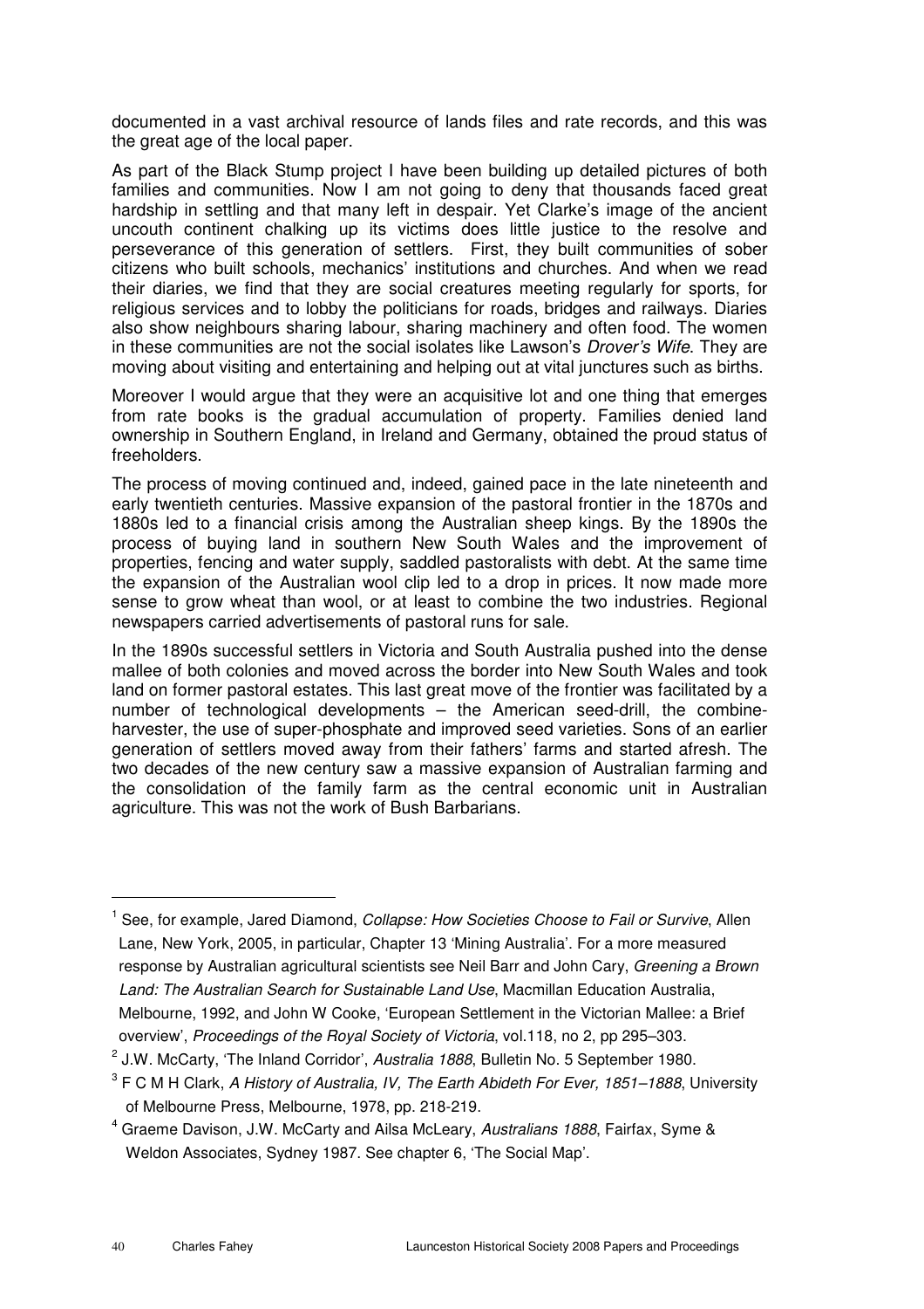documented in a vast archival resource of lands files and rate records, and this was the great age of the local paper.

As part of the Black Stump project I have been building up detailed pictures of both families and communities. Now I am not going to deny that thousands faced great hardship in settling and that many left in despair. Yet Clarke's image of the ancient uncouth continent chalking up its victims does little justice to the resolve and perseverance of this generation of settlers. First, they built communities of sober citizens who built schools, mechanics' institutions and churches. And when we read their diaries, we find that they are social creatures meeting regularly for sports, for religious services and to lobby the politicians for roads, bridges and railways. Diaries also show neighbours sharing labour, sharing machinery and often food. The women in these communities are not the social isolates like Lawson's *Drover's Wife*. They are moving about visiting and entertaining and helping out at vital junctures such as births.

Moreover I would argue that they were an acquisitive lot and one thing that emerges from rate books is the gradual accumulation of property. Families denied land ownership in Southern England, in Ireland and Germany, obtained the proud status of freeholders.

The process of moving continued and, indeed, gained pace in the late nineteenth and early twentieth centuries. Massive expansion of the pastoral frontier in the 1870s and 1880s led to a financial crisis among the Australian sheep kings. By the 1890s the process of buying land in southern New South Wales and the improvement of properties, fencing and water supply, saddled pastoralists with debt. At the same time the expansion of the Australian wool clip led to a drop in prices. It now made more sense to grow wheat than wool, or at least to combine the two industries. Regional newspapers carried advertisements of pastoral runs for sale.

In the 1890s successful settlers in Victoria and South Australia pushed into the dense mallee of both colonies and moved across the border into New South Wales and took land on former pastoral estates. This last great move of the frontier was facilitated by a number of technological developments – the American seed-drill, the combine-harvester, the use of super-phosphate and improved seed varieties. Sons of an earlier generation of settlers moved away from their fathers' farms and started afresh. The two decades of the new century saw a massive expansion of Australian farming and the consolidation of the family farm as the central economic unit in Australian agriculture. This was not the work of Bush Barbarians.

---

[1] See, for example, Jared Diamond, *Collapse: How Societies Choose to Fail or Survive*, Allen Lane, New York, 2005, in particular, Chapter 13 'Mining Australia'. For a more measured response by Australian agricultural scientists see Neil Barr and John Cary, *Greening a Brown Land: The Australian Search for Sustainable Land Use*, Macmillan Education Australia, Melbourne, 1992, and John W Cooke, 'European Settlement in the Victorian Mallee: a Brief overview', *Proceedings of the Royal Society of Victoria*, vol.118, no 2, pp 295–303.

[2] J.W. McCarty, 'The Inland Corridor', *Australia 1888*, Bulletin No. 5 September 1980.

[3] F C M H Clark, *A History of Australia, IV, The Earth Abideth For Ever, 1851–1888*, University of Melbourne Press, Melbourne, 1978, pp. 218-219.

[4] Graeme Davison, J.W. McCarty and Ailsa McLeary, *Australians 1888*, Fairfax, Syme & Weldon Associates, Sydney 1987. See chapter 6, 'The Social Map'.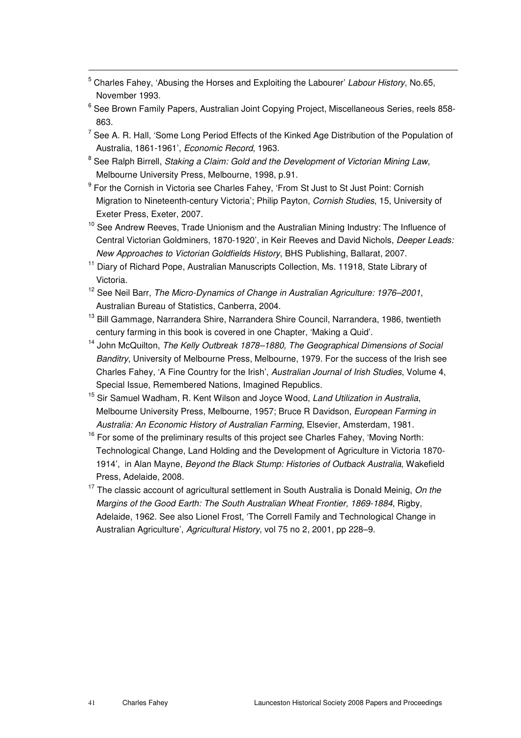[5] Charles Fahey, 'Abusing the Horses and Exploiting the Labourer' *Labour History*, No.65, November 1993.

[6] See Brown Family Papers, Australian Joint Copying Project, Miscellaneous Series, reels 858-863.

[7] See A. R. Hall, 'Some Long Period Effects of the Kinked Age Distribution of the Population of Australia, 1861-1961', *Economic Record*, 1963.

[8] See Ralph Birrell, *Staking a Claim: Gold and the Development of Victorian Mining Law*, Melbourne University Press, Melbourne, 1998, p.91.

[9] For the Cornish in Victoria see Charles Fahey, 'From St Just to St Just Point: Cornish Migration to Nineteenth-century Victoria'; Philip Payton, *Cornish Studies*, 15, University of Exeter Press, Exeter, 2007.

[10] See Andrew Reeves, Trade Unionism and the Australian Mining Industry: The Influence of Central Victorian Goldminers, 1870-1920', in Keir Reeves and David Nichols, *Deeper Leads: New Approaches to Victorian Goldfields History*, BHS Publishing, Ballarat, 2007.

[11] Diary of Richard Pope, Australian Manuscripts Collection, Ms. 11918, State Library of Victoria.

[12] See Neil Barr, *The Micro-Dynamics of Change in Australian Agriculture: 1976–2001*, Australian Bureau of Statistics, Canberra, 2004.

[13] Bill Gammage, Narrandera Shire, Narrandera Shire Council, Narrandera, 1986, twentieth century farming in this book is covered in one Chapter, 'Making a Quid'.

[14] John McQuilton, *The Kelly Outbreak 1878–1880, The Geographical Dimensions of Social Banditry*, University of Melbourne Press, Melbourne, 1979. For the success of the Irish see Charles Fahey, 'A Fine Country for the Irish', *Australian Journal of Irish Studies*, Volume 4, Special Issue, Remembered Nations, Imagined Republics.

[15] Sir Samuel Wadham, R. Kent Wilson and Joyce Wood, *Land Utilization in Australia*, Melbourne University Press, Melbourne, 1957; Bruce R Davidson, *European Farming in Australia: An Economic History of Australian Farming*, Elsevier, Amsterdam, 1981.

[16] For some of the preliminary results of this project see Charles Fahey, 'Moving North: Technological Change, Land Holding and the Development of Agriculture in Victoria 1870-1914', in Alan Mayne, *Beyond the Black Stump: Histories of Outback Australia*, Wakefield Press, Adelaide, 2008.

[17] The classic account of agricultural settlement in South Australia is Donald Meinig, *On the Margins of the Good Earth: The South Australian Wheat Frontier, 1869-1884*, Rigby, Adelaide, 1962. See also Lionel Frost, 'The Correll Family and Technological Change in Australian Agriculture', *Agricultural History*, vol 75 no 2, 2001, pp 228–9.